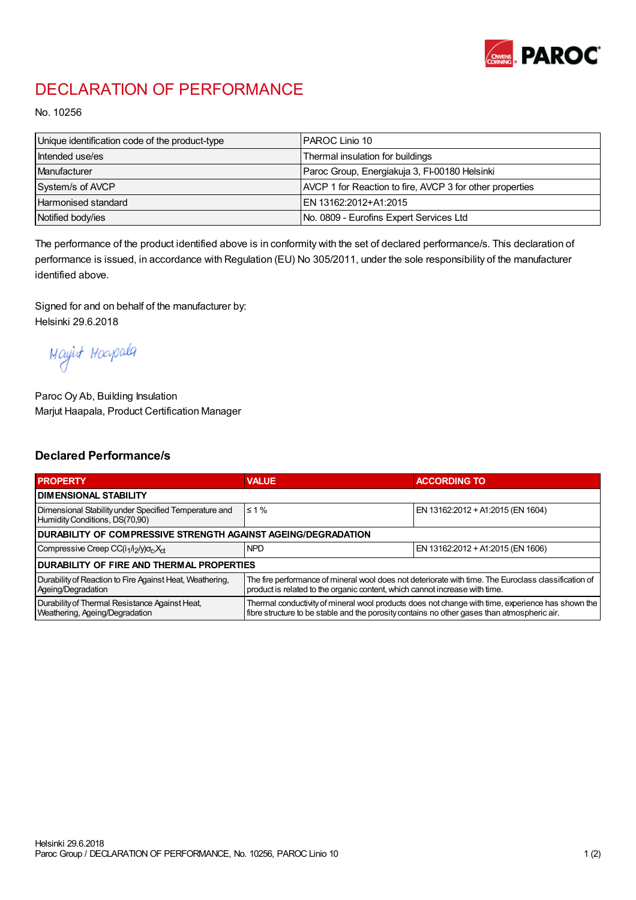# DECLARATION OF PERFORMANCE

No. 10256

| Unique identification code of the product-type | PAROC Linio 10 |
|---|---|
| Intended use/es | Thermal insulation for buildings |
| Manufacturer | Paroc Group, Energiakuja 3, FI-00180 Helsinki |
| System/s of AVCP | AVCP 1 for Reaction to fire, AVCP 3 for other properties |
| Harmonised standard | EN 13162:2012+A1:2015 |
| Notified body/ies | No. 0809 - Eurofins Expert Services Ltd |

The performance of the product identified above is in conformity with the set of declared performance/s. This declaration of performance is issued, in accordance with Regulation (EU) No 305/2011, under the sole responsibility of the manufacturer identified above.

Signed for and on behalf of the manufacturer by:
Helsinki 29.6.2018

Marjut Haapala

Paroc Oy Ab, Building Insulation
Marjut Haapala, Product Certification Manager

## Declared Performance/s

| PROPERTY | VALUE | ACCORDING TO |
|---|---|---|
| **DIMENSIONAL STABILITY** | | |
| Dimensional Stability under Specified Temperature and Humidity Conditions, DS(70,90) | ≤ 1 % | EN 13162:2012 + A1:2015 (EN 1604) |
| **DURABILITY OF COMPRESSIVE STRENGTH AGAINST AGEING/DEGRADATION** | | |
| Compressive Creep $CC(i_1/i_2/y)\sigma_c X_{ct}$ | NPD | EN 13162:2012 + A1:2015 (EN 1606) |
| **DURABILITY OF FIRE AND THERMAL PROPERTIES** | | |
| Durability of Reaction to Fire Against Heat, Weathering, Ageing/Degradation | The fire performance of mineral wool does not deteriorate with time. The Euroclass classification of product is related to the organic content, which cannot increase with time. | |
| Durability of Thermal Resistance Against Heat, Weathering, Ageing/Degradation | Thermal conductivity of mineral wool products does not change with time, experience has shown the fibre structure to be stable and the porosity contains no other gases than atmospheric air. | |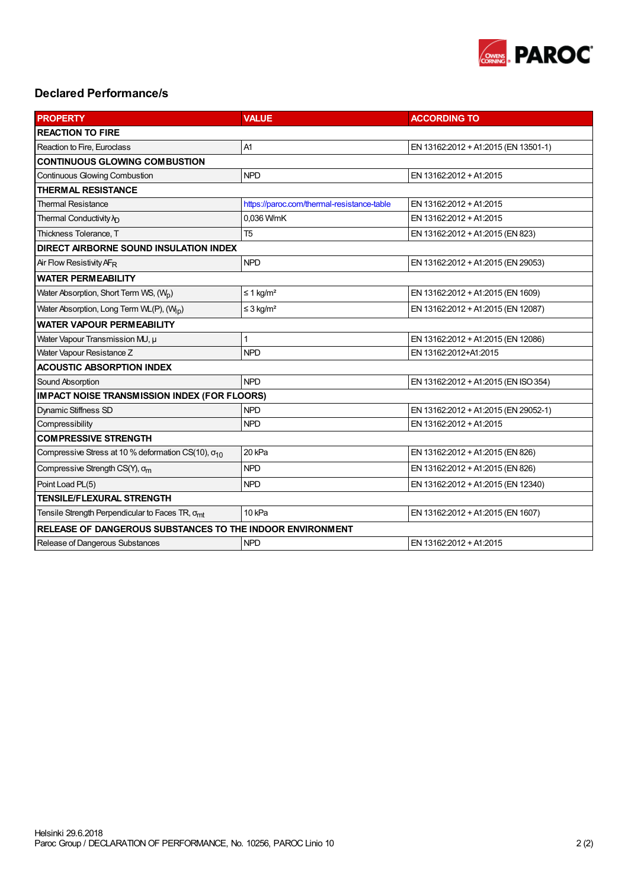## Declared Performance/s

| PROPERTY | VALUE | ACCORDING TO |
|---|---|---|
| **REACTION TO FIRE** | | |
| Reaction to Fire, Euroclass | A1 | EN 13162:2012 + A1:2015 (EN 13501-1) |
| **CONTINUOUS GLOWING COMBUSTION** | | |
| Continuous Glowing Combustion | NPD | EN 13162:2012 + A1:2015 |
| **THERMAL RESISTANCE** | | |
| Thermal Resistance | https://paroc.com/thermal-resistance-table | EN 13162:2012 + A1:2015 |
| Thermal Conductivity $\lambda_D$ | 0,036 W/mK | EN 13162:2012 + A1:2015 |
| Thickness Tolerance, T | T5 | EN 13162:2012 + A1:2015 (EN 823) |
| **DIRECT AIRBORNE SOUND INSULATION INDEX** | | |
| Air Flow Resistivity $AF_R$ | NPD | EN 13162:2012 + A1:2015 (EN 29053) |
| **WATER PERMEABILITY** | | |
| Water Absorption, Short Term WS, $(W_p)$ | ≤ 1 kg/m² | EN 13162:2012 + A1:2015 (EN 1609) |
| Water Absorption, Long Term WL(P), $(W_{lp})$ | ≤ 3 kg/m² | EN 13162:2012 + A1:2015 (EN 12087) |
| **WATER VAPOUR PERMEABILITY** | | |
| Water Vapour Transmission MU, µ | 1 | EN 13162:2012 + A1:2015 (EN 12086) |
| Water Vapour Resistance Z | NPD | EN 13162:2012+A1:2015 |
| **ACOUSTIC ABSORPTION INDEX** | | |
| Sound Absorption | NPD | EN 13162:2012 + A1:2015 (EN ISO 354) |
| **IMPACT NOISE TRANSMISSION INDEX (FOR FLOORS)** | | |
| Dynamic Stiffness SD | NPD | EN 13162:2012 + A1:2015 (EN 29052-1) |
| Compressibility | NPD | EN 13162:2012 + A1:2015 |
| **COMPRESSIVE STRENGTH** | | |
| Compressive Stress at 10 % deformation CS(10), $\sigma_{10}$ | 20 kPa | EN 13162:2012 + A1:2015 (EN 826) |
| Compressive Strength CS(Y), $\sigma_m$ | NPD | EN 13162:2012 + A1:2015 (EN 826) |
| Point Load PL(5) | NPD | EN 13162:2012 + A1:2015 (EN 12340) |
| **TENSILE/FLEXURAL STRENGTH** | | |
| Tensile Strength Perpendicular to Faces TR, $\sigma_{mt}$ | 10 kPa | EN 13162:2012 + A1:2015 (EN 1607) |
| **RELEASE OF DANGEROUS SUBSTANCES TO THE INDOOR ENVIRONMENT** | | |
| Release of Dangerous Substances | NPD | EN 13162:2012 + A1:2015 |

Helsinki 29.6.2018
Paroc Group / DECLARATION OF PERFORMANCE, No. 10256, PAROC Linio 10